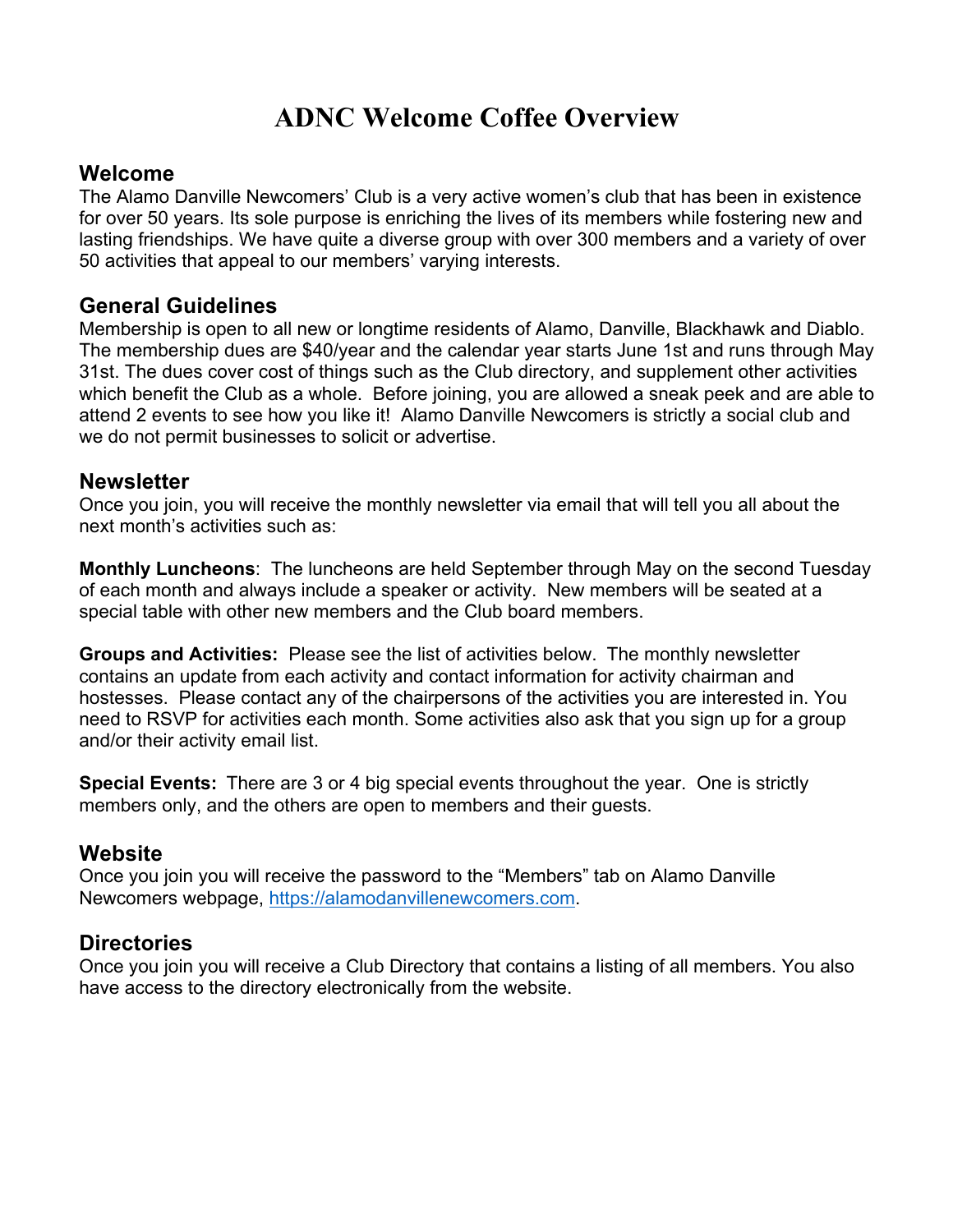# ADNC Welcome Coffee Overview

## Welcome

The Alamo Danville Newcomers' Club is a very active women's club that has been in existence for over 50 years. Its sole purpose is enriching the lives of its members while fostering new and lasting friendships. We have quite a diverse group with over 300 members and a variety of over 50 activities that appeal to our members' varying interests.

## General Guidelines

Membership is open to all new or longtime residents of Alamo, Danville, Blackhawk and Diablo. The membership dues are $40/year and the calendar year starts June 1st and runs through May 31st. The dues cover cost of things such as the Club directory, and supplement other activities which benefit the Club as a whole. Before joining, you are allowed a sneak peek and are able to attend 2 events to see how you like it! Alamo Danville Newcomers is strictly a social club and we do not permit businesses to solicit or advertise.

## Newsletter

Once you join, you will receive the monthly newsletter via email that will tell you all about the next month's activities such as:

**Monthly Luncheons**: The luncheons are held September through May on the second Tuesday of each month and always include a speaker or activity. New members will be seated at a special table with other new members and the Club board members.

**Groups and Activities:** Please see the list of activities below. The monthly newsletter contains an update from each activity and contact information for activity chairman and hostesses. Please contact any of the chairpersons of the activities you are interested in. You need to RSVP for activities each month. Some activities also ask that you sign up for a group and/or their activity email list.

**Special Events:** There are 3 or 4 big special events throughout the year. One is strictly members only, and the others are open to members and their guests.

## Website

Once you join you will receive the password to the "Members" tab on Alamo Danville Newcomers webpage, https://alamodanvillenewcomers.com.

## Directories

Once you join you will receive a Club Directory that contains a listing of all members. You also have access to the directory electronically from the website.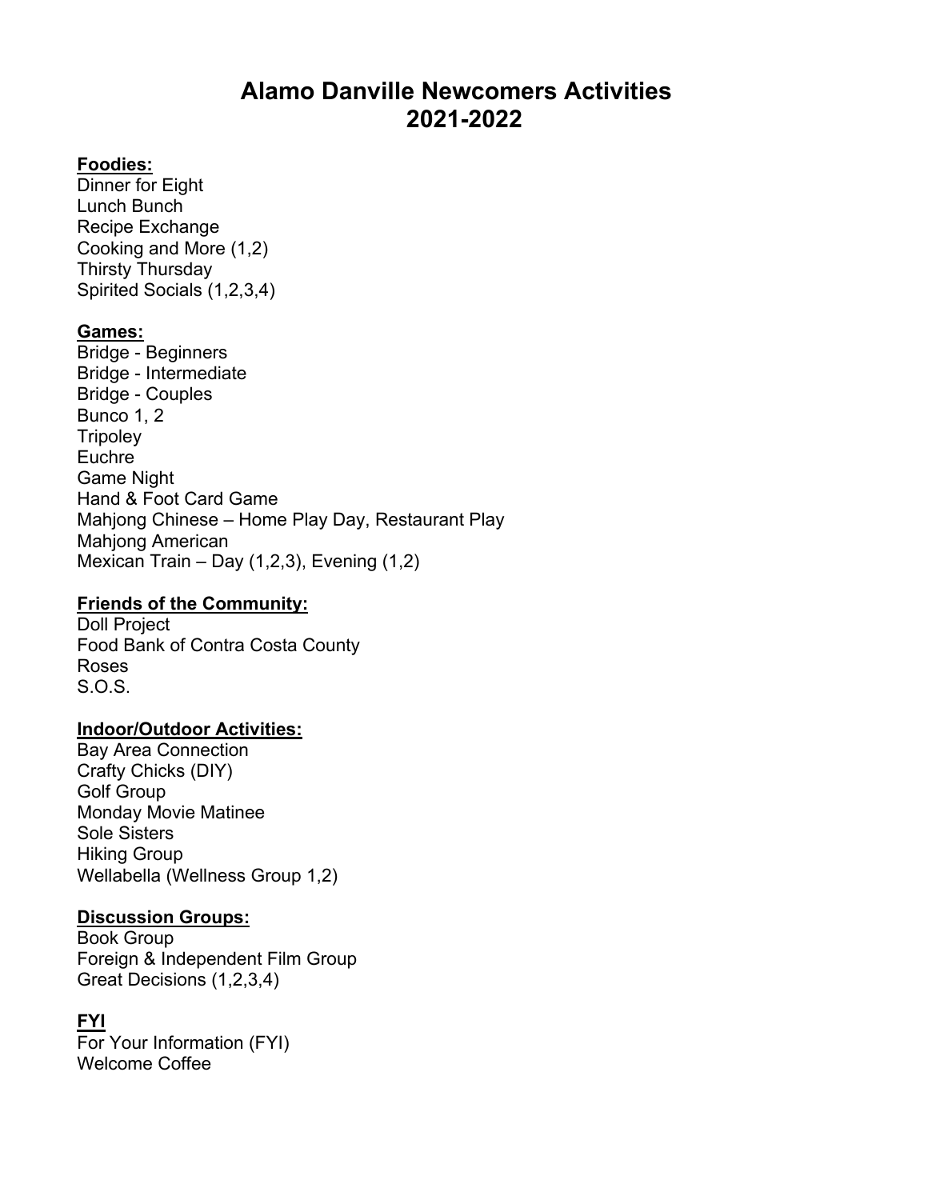# Alamo Danville Newcomers Activities 2021-2022

**Foodies:**

Dinner for Eight
Lunch Bunch
Recipe Exchange
Cooking and More (1,2)
Thirsty Thursday
Spirited Socials (1,2,3,4)

**Games:**

Bridge - Beginners
Bridge - Intermediate
Bridge - Couples
Bunco 1, 2
Tripoley
Euchre
Game Night
Hand & Foot Card Game
Mahjong Chinese – Home Play Day, Restaurant Play
Mahjong American
Mexican Train – Day (1,2,3), Evening (1,2)

**Friends of the Community:**

Doll Project
Food Bank of Contra Costa County
Roses
S.O.S.

**Indoor/Outdoor Activities:**

Bay Area Connection
Crafty Chicks (DIY)
Golf Group
Monday Movie Matinee
Sole Sisters
Hiking Group
Wellabella (Wellness Group 1,2)

**Discussion Groups:**

Book Group
Foreign & Independent Film Group
Great Decisions (1,2,3,4)

**FYI**

For Your Information (FYI)
Welcome Coffee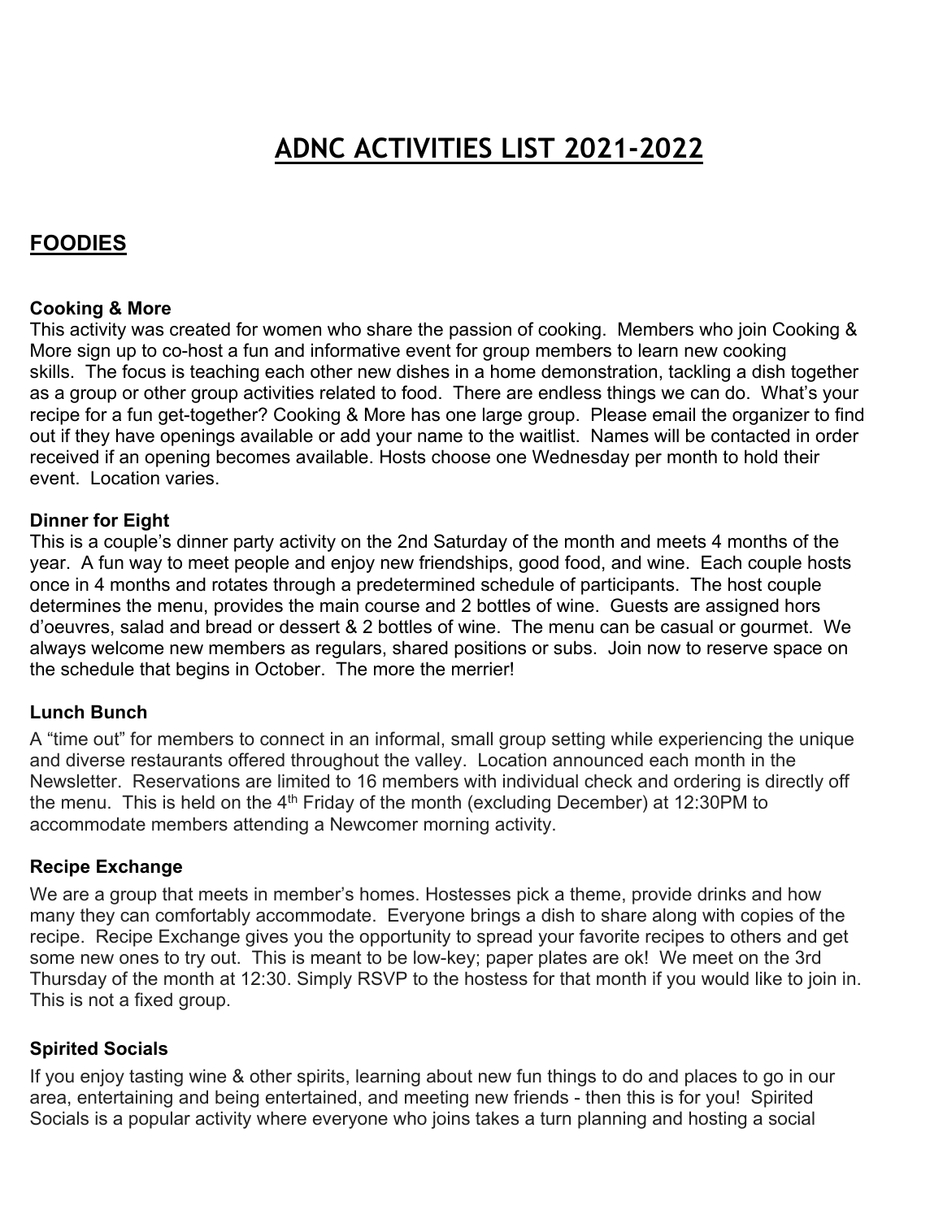# ADNC ACTIVITIES LIST 2021-2022

## FOODIES

### Cooking & More

This activity was created for women who share the passion of cooking. Members who join Cooking & More sign up to co-host a fun and informative event for group members to learn new cooking skills. The focus is teaching each other new dishes in a home demonstration, tackling a dish together as a group or other group activities related to food. There are endless things we can do. What's your recipe for a fun get-together? Cooking & More has one large group. Please email the organizer to find out if they have openings available or add your name to the waitlist. Names will be contacted in order received if an opening becomes available. Hosts choose one Wednesday per month to hold their event. Location varies.

### Dinner for Eight

This is a couple's dinner party activity on the 2nd Saturday of the month and meets 4 months of the year. A fun way to meet people and enjoy new friendships, good food, and wine. Each couple hosts once in 4 months and rotates through a predetermined schedule of participants. The host couple determines the menu, provides the main course and 2 bottles of wine. Guests are assigned hors d'oeuvres, salad and bread or dessert & 2 bottles of wine. The menu can be casual or gourmet. We always welcome new members as regulars, shared positions or subs. Join now to reserve space on the schedule that begins in October. The more the merrier!

### Lunch Bunch

A "time out" for members to connect in an informal, small group setting while experiencing the unique and diverse restaurants offered throughout the valley. Location announced each month in the Newsletter. Reservations are limited to 16 members with individual check and ordering is directly off the menu. This is held on the 4th Friday of the month (excluding December) at 12:30PM to accommodate members attending a Newcomer morning activity.

### Recipe Exchange

We are a group that meets in member's homes. Hostesses pick a theme, provide drinks and how many they can comfortably accommodate. Everyone brings a dish to share along with copies of the recipe. Recipe Exchange gives you the opportunity to spread your favorite recipes to others and get some new ones to try out. This is meant to be low-key; paper plates are ok! We meet on the 3rd Thursday of the month at 12:30. Simply RSVP to the hostess for that month if you would like to join in. This is not a fixed group.

### Spirited Socials

If you enjoy tasting wine & other spirits, learning about new fun things to do and places to go in our area, entertaining and being entertained, and meeting new friends - then this is for you! Spirited Socials is a popular activity where everyone who joins takes a turn planning and hosting a social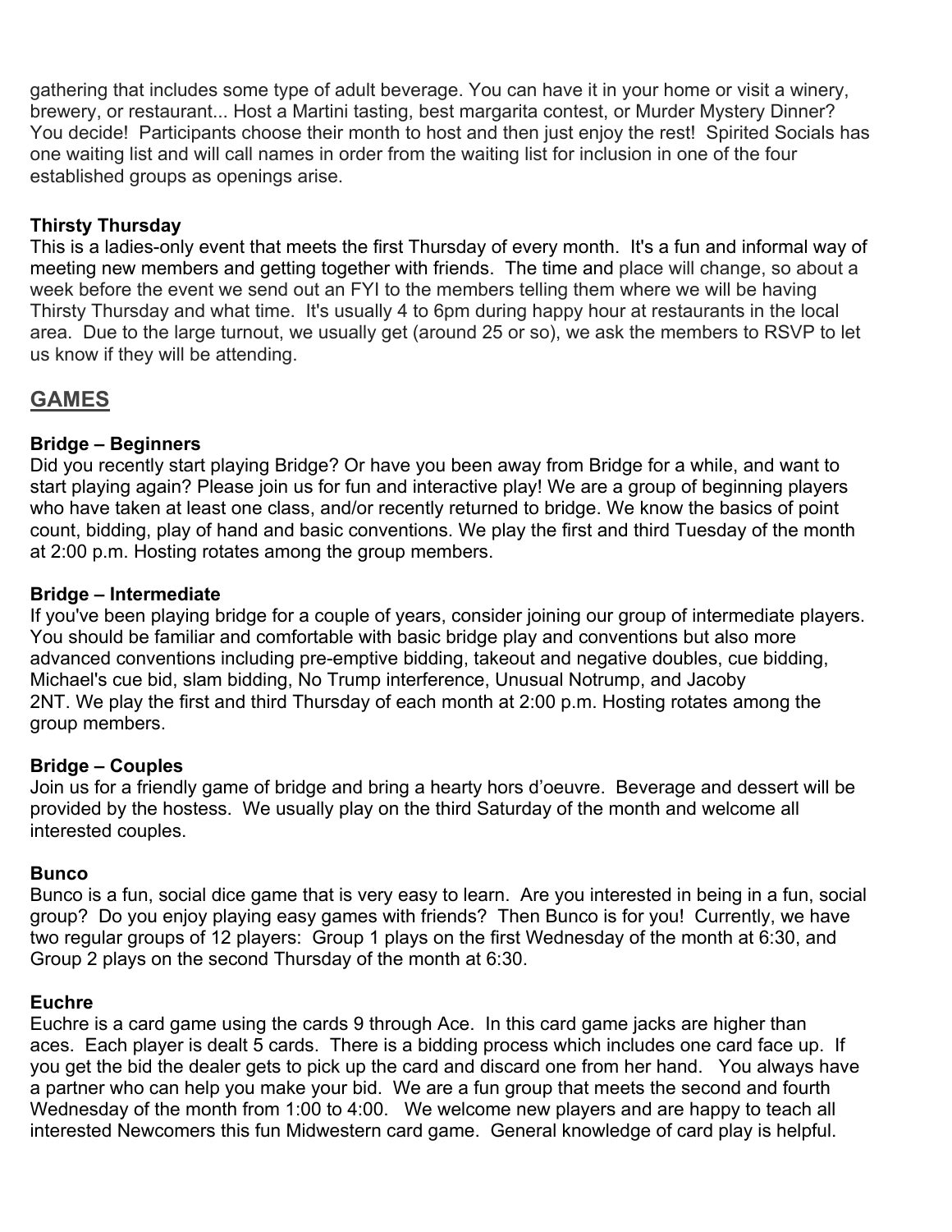gathering that includes some type of adult beverage. You can have it in your home or visit a winery, brewery, or restaurant... Host a Martini tasting, best margarita contest, or Murder Mystery Dinner? You decide! Participants choose their month to host and then just enjoy the rest! Spirited Socials has one waiting list and will call names in order from the waiting list for inclusion in one of the four established groups as openings arise.

**Thirsty Thursday**
This is a ladies-only event that meets the first Thursday of every month. It's a fun and informal way of meeting new members and getting together with friends. The time and place will change, so about a week before the event we send out an FYI to the members telling them where we will be having Thirsty Thursday and what time. It's usually 4 to 6pm during happy hour at restaurants in the local area. Due to the large turnout, we usually get (around 25 or so), we ask the members to RSVP to let us know if they will be attending.

## GAMES

**Bridge – Beginners**
Did you recently start playing Bridge? Or have you been away from Bridge for a while, and want to start playing again? Please join us for fun and interactive play! We are a group of beginning players who have taken at least one class, and/or recently returned to bridge. We know the basics of point count, bidding, play of hand and basic conventions. We play the first and third Tuesday of the month at 2:00 p.m. Hosting rotates among the group members.

**Bridge – Intermediate**
If you've been playing bridge for a couple of years, consider joining our group of intermediate players. You should be familiar and comfortable with basic bridge play and conventions but also more advanced conventions including pre-emptive bidding, takeout and negative doubles, cue bidding, Michael's cue bid, slam bidding, No Trump interference, Unusual Notrump, and Jacoby 2NT. We play the first and third Thursday of each month at 2:00 p.m. Hosting rotates among the group members.

**Bridge – Couples**
Join us for a friendly game of bridge and bring a hearty hors d'oeuvre. Beverage and dessert will be provided by the hostess. We usually play on the third Saturday of the month and welcome all interested couples.

**Bunco**
Bunco is a fun, social dice game that is very easy to learn. Are you interested in being in a fun, social group? Do you enjoy playing easy games with friends? Then Bunco is for you! Currently, we have two regular groups of 12 players: Group 1 plays on the first Wednesday of the month at 6:30, and Group 2 plays on the second Thursday of the month at 6:30.

**Euchre**
Euchre is a card game using the cards 9 through Ace. In this card game jacks are higher than aces. Each player is dealt 5 cards. There is a bidding process which includes one card face up. If you get the bid the dealer gets to pick up the card and discard one from her hand. You always have a partner who can help you make your bid. We are a fun group that meets the second and fourth Wednesday of the month from 1:00 to 4:00. We welcome new players and are happy to teach all interested Newcomers this fun Midwestern card game. General knowledge of card play is helpful.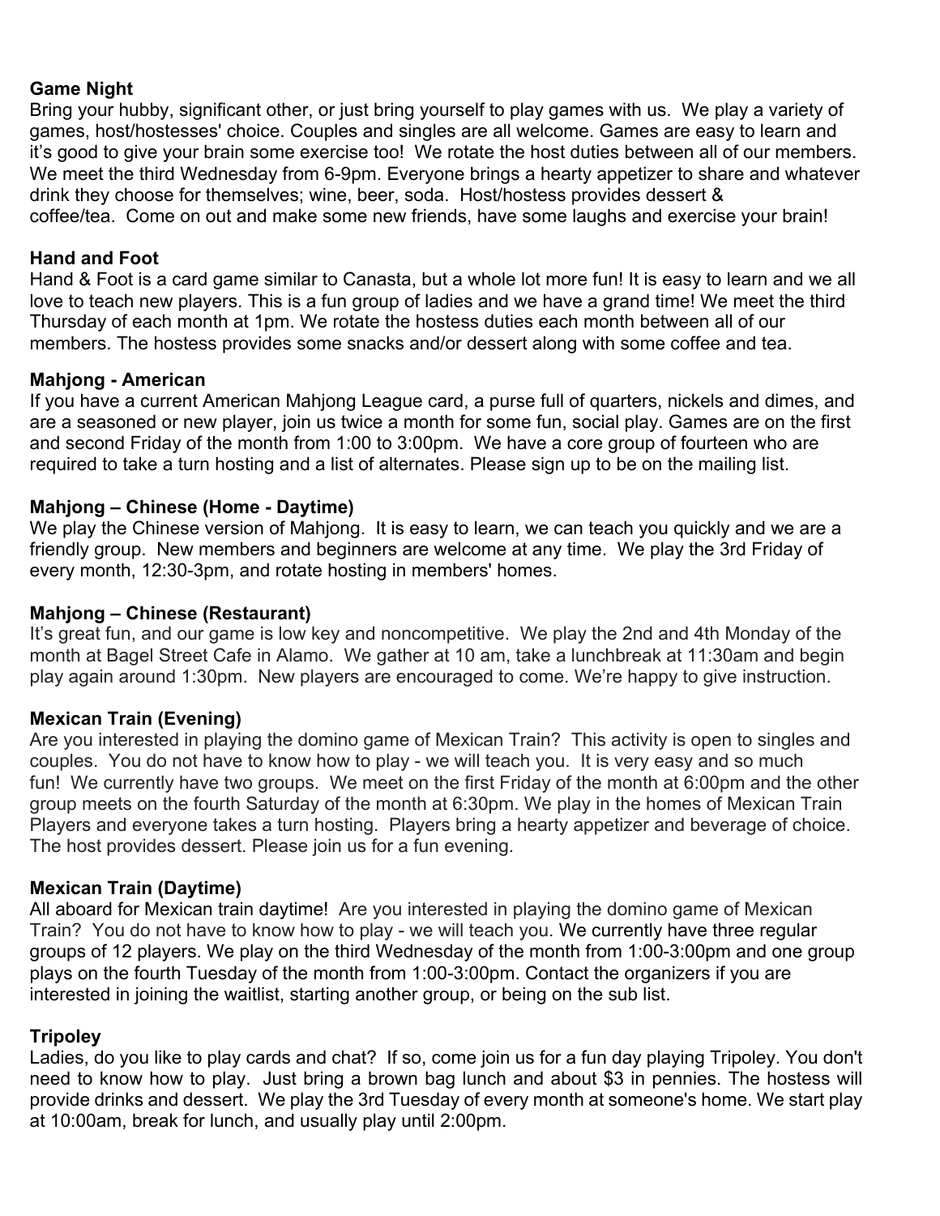**Game Night**

Bring your hubby, significant other, or just bring yourself to play games with us. We play a variety of games, host/hostesses' choice. Couples and singles are all welcome. Games are easy to learn and it's good to give your brain some exercise too! We rotate the host duties between all of our members. We meet the third Wednesday from 6-9pm. Everyone brings a hearty appetizer to share and whatever drink they choose for themselves; wine, beer, soda. Host/hostess provides dessert & coffee/tea. Come on out and make some new friends, have some laughs and exercise your brain!

**Hand and Foot**

Hand & Foot is a card game similar to Canasta, but a whole lot more fun! It is easy to learn and we all love to teach new players. This is a fun group of ladies and we have a grand time! We meet the third Thursday of each month at 1pm. We rotate the hostess duties each month between all of our members. The hostess provides some snacks and/or dessert along with some coffee and tea.

**Mahjong - American**

If you have a current American Mahjong League card, a purse full of quarters, nickels and dimes, and are a seasoned or new player, join us twice a month for some fun, social play. Games are on the first and second Friday of the month from 1:00 to 3:00pm. We have a core group of fourteen who are required to take a turn hosting and a list of alternates. Please sign up to be on the mailing list.

**Mahjong – Chinese (Home - Daytime)**

We play the Chinese version of Mahjong. It is easy to learn, we can teach you quickly and we are a friendly group. New members and beginners are welcome at any time. We play the 3rd Friday of every month, 12:30-3pm, and rotate hosting in members' homes.

**Mahjong – Chinese (Restaurant)**

It's great fun, and our game is low key and noncompetitive. We play the 2nd and 4th Monday of the month at Bagel Street Cafe in Alamo. We gather at 10 am, take a lunchbreak at 11:30am and begin play again around 1:30pm. New players are encouraged to come. We're happy to give instruction.

**Mexican Train (Evening)**

Are you interested in playing the domino game of Mexican Train? This activity is open to singles and couples. You do not have to know how to play - we will teach you. It is very easy and so much fun! We currently have two groups. We meet on the first Friday of the month at 6:00pm and the other group meets on the fourth Saturday of the month at 6:30pm. We play in the homes of Mexican Train Players and everyone takes a turn hosting. Players bring a hearty appetizer and beverage of choice. The host provides dessert. Please join us for a fun evening.

**Mexican Train (Daytime)**

All aboard for Mexican train daytime! Are you interested in playing the domino game of Mexican Train? You do not have to know how to play - we will teach you. We currently have three regular groups of 12 players. We play on the third Wednesday of the month from 1:00-3:00pm and one group plays on the fourth Tuesday of the month from 1:00-3:00pm. Contact the organizers if you are interested in joining the waitlist, starting another group, or being on the sub list.

**Tripoley**

Ladies, do you like to play cards and chat? If so, come join us for a fun day playing Tripoley. You don't need to know how to play. Just bring a brown bag lunch and about $3 in pennies. The hostess will provide drinks and dessert. We play the 3rd Tuesday of every month at someone's home. We start play at 10:00am, break for lunch, and usually play until 2:00pm.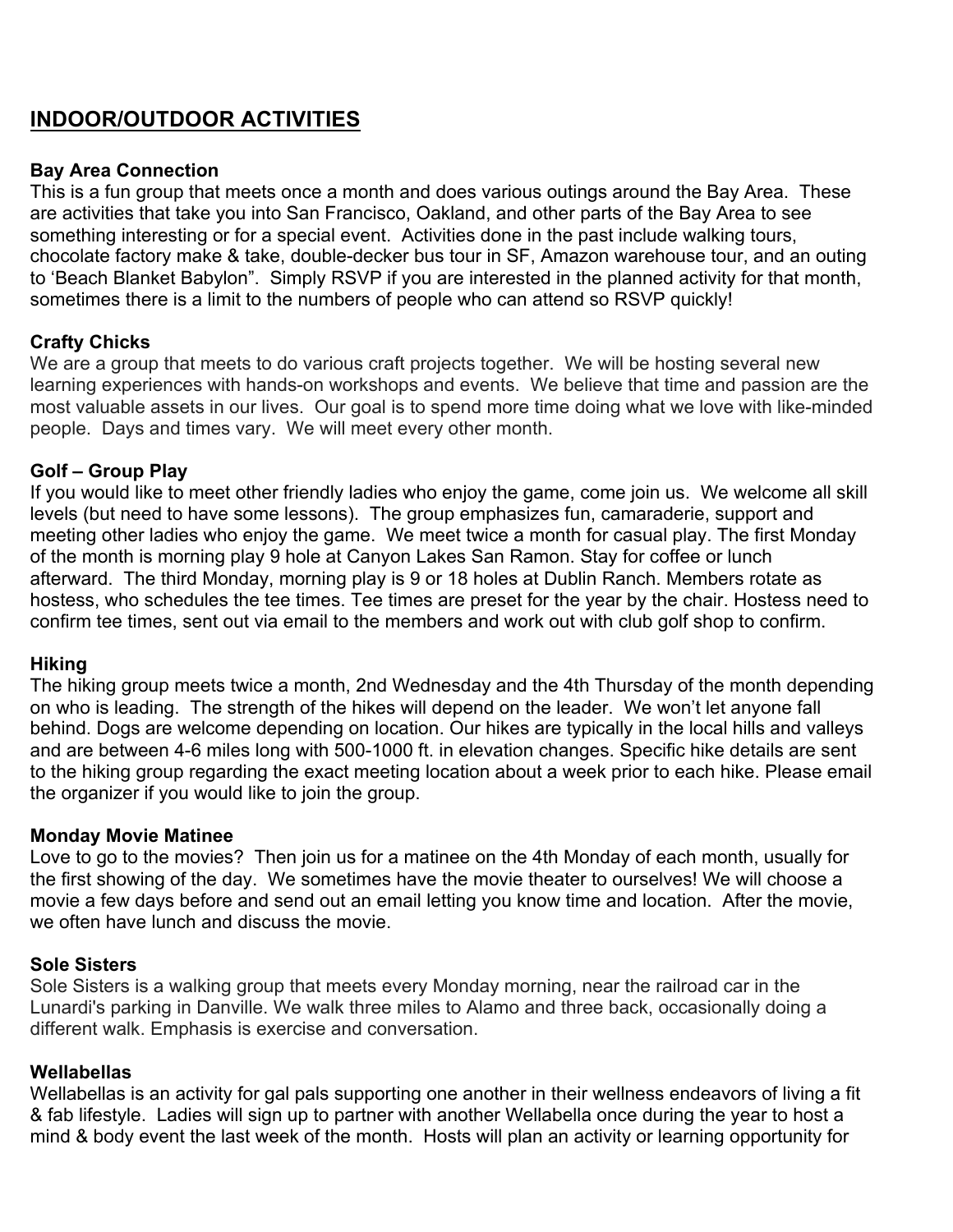## INDOOR/OUTDOOR ACTIVITIES

**Bay Area Connection**
This is a fun group that meets once a month and does various outings around the Bay Area. These are activities that take you into San Francisco, Oakland, and other parts of the Bay Area to see something interesting or for a special event. Activities done in the past include walking tours, chocolate factory make & take, double-decker bus tour in SF, Amazon warehouse tour, and an outing to 'Beach Blanket Babylon". Simply RSVP if you are interested in the planned activity for that month, sometimes there is a limit to the numbers of people who can attend so RSVP quickly!

**Crafty Chicks**
We are a group that meets to do various craft projects together. We will be hosting several new learning experiences with hands-on workshops and events. We believe that time and passion are the most valuable assets in our lives. Our goal is to spend more time doing what we love with like-minded people. Days and times vary. We will meet every other month.

**Golf – Group Play**
If you would like to meet other friendly ladies who enjoy the game, come join us. We welcome all skill levels (but need to have some lessons). The group emphasizes fun, camaraderie, support and meeting other ladies who enjoy the game. We meet twice a month for casual play. The first Monday of the month is morning play 9 hole at Canyon Lakes San Ramon. Stay for coffee or lunch afterward. The third Monday, morning play is 9 or 18 holes at Dublin Ranch. Members rotate as hostess, who schedules the tee times. Tee times are preset for the year by the chair. Hostess need to confirm tee times, sent out via email to the members and work out with club golf shop to confirm.

**Hiking**
The hiking group meets twice a month, 2nd Wednesday and the 4th Thursday of the month depending on who is leading. The strength of the hikes will depend on the leader. We won't let anyone fall behind. Dogs are welcome depending on location. Our hikes are typically in the local hills and valleys and are between 4-6 miles long with 500-1000 ft. in elevation changes. Specific hike details are sent to the hiking group regarding the exact meeting location about a week prior to each hike. Please email the organizer if you would like to join the group.

**Monday Movie Matinee**
Love to go to the movies? Then join us for a matinee on the 4th Monday of each month, usually for the first showing of the day. We sometimes have the movie theater to ourselves! We will choose a movie a few days before and send out an email letting you know time and location. After the movie, we often have lunch and discuss the movie.

**Sole Sisters**
Sole Sisters is a walking group that meets every Monday morning, near the railroad car in the Lunardi's parking in Danville. We walk three miles to Alamo and three back, occasionally doing a different walk. Emphasis is exercise and conversation.

**Wellabellas**
Wellabellas is an activity for gal pals supporting one another in their wellness endeavors of living a fit & fab lifestyle. Ladies will sign up to partner with another Wellabella once during the year to host a mind & body event the last week of the month. Hosts will plan an activity or learning opportunity for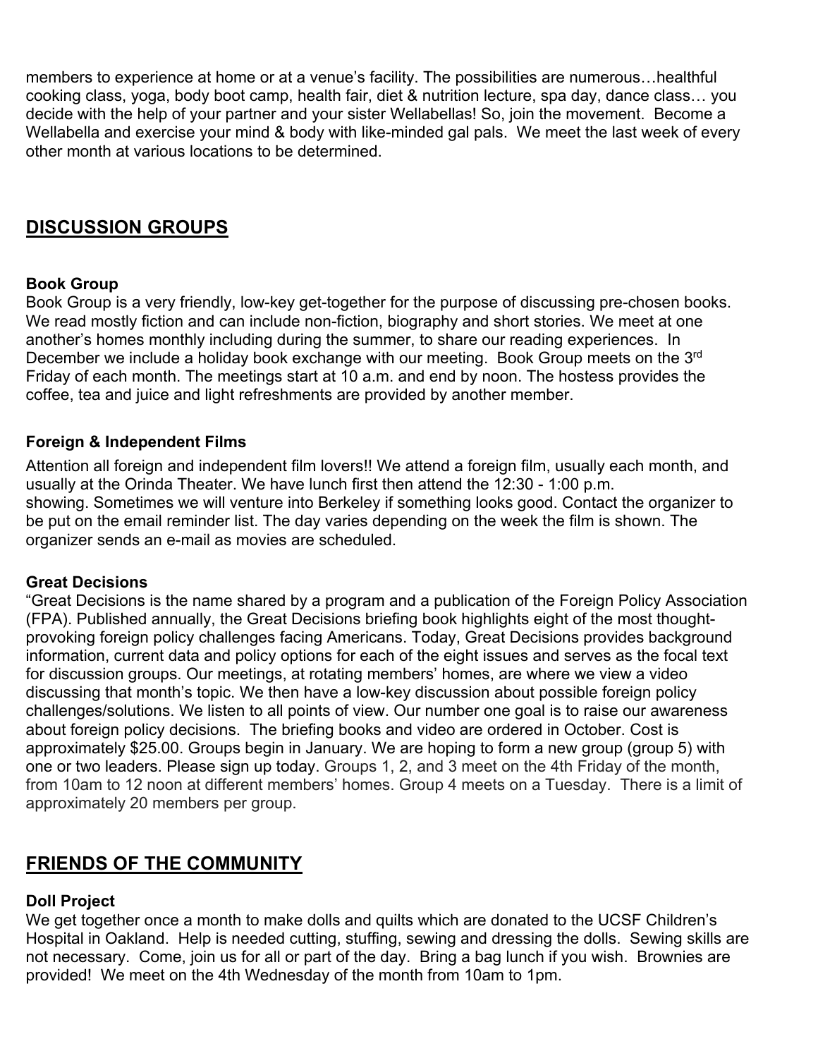members to experience at home or at a venue's facility. The possibilities are numerous…healthful cooking class, yoga, body boot camp, health fair, diet & nutrition lecture, spa day, dance class… you decide with the help of your partner and your sister Wellabellas! So, join the movement. Become a Wellabella and exercise your mind & body with like-minded gal pals. We meet the last week of every other month at various locations to be determined.

## DISCUSSION GROUPS

### Book Group

Book Group is a very friendly, low-key get-together for the purpose of discussing pre-chosen books. We read mostly fiction and can include non-fiction, biography and short stories. We meet at one another's homes monthly including during the summer, to share our reading experiences. In December we include a holiday book exchange with our meeting. Book Group meets on the 3rd Friday of each month. The meetings start at 10 a.m. and end by noon. The hostess provides the coffee, tea and juice and light refreshments are provided by another member.

### Foreign & Independent Films

Attention all foreign and independent film lovers!! We attend a foreign film, usually each month, and usually at the Orinda Theater. We have lunch first then attend the 12:30 - 1:00 p.m. showing. Sometimes we will venture into Berkeley if something looks good. Contact the organizer to be put on the email reminder list. The day varies depending on the week the film is shown. The organizer sends an e-mail as movies are scheduled.

### Great Decisions

"Great Decisions is the name shared by a program and a publication of the Foreign Policy Association (FPA). Published annually, the Great Decisions briefing book highlights eight of the most thought-provoking foreign policy challenges facing Americans. Today, Great Decisions provides background information, current data and policy options for each of the eight issues and serves as the focal text for discussion groups. Our meetings, at rotating members' homes, are where we view a video discussing that month's topic. We then have a low-key discussion about possible foreign policy challenges/solutions. We listen to all points of view. Our number one goal is to raise our awareness about foreign policy decisions. The briefing books and video are ordered in October. Cost is approximately $25.00. Groups begin in January. We are hoping to form a new group (group 5) with one or two leaders. Please sign up today. Groups 1, 2, and 3 meet on the 4th Friday of the month, from 10am to 12 noon at different members' homes. Group 4 meets on a Tuesday. There is a limit of approximately 20 members per group.

## FRIENDS OF THE COMMUNITY

### Doll Project

We get together once a month to make dolls and quilts which are donated to the UCSF Children's Hospital in Oakland. Help is needed cutting, stuffing, sewing and dressing the dolls. Sewing skills are not necessary. Come, join us for all or part of the day. Bring a bag lunch if you wish. Brownies are provided! We meet on the 4th Wednesday of the month from 10am to 1pm.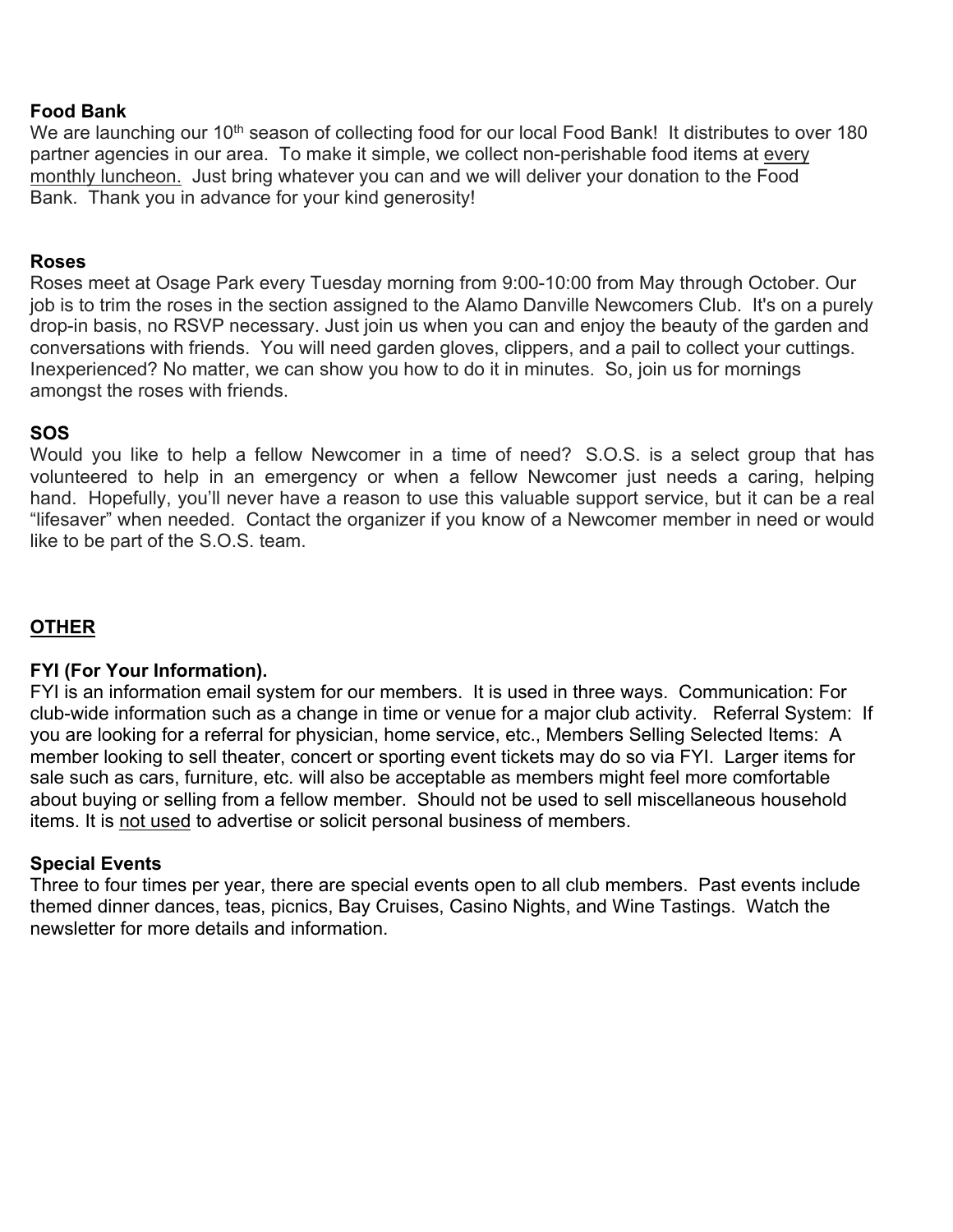### Food Bank

We are launching our 10th season of collecting food for our local Food Bank! It distributes to over 180 partner agencies in our area. To make it simple, we collect non-perishable food items at <u>every monthly luncheon.</u> Just bring whatever you can and we will deliver your donation to the Food Bank. Thank you in advance for your kind generosity!

### Roses

Roses meet at Osage Park every Tuesday morning from 9:00-10:00 from May through October. Our job is to trim the roses in the section assigned to the Alamo Danville Newcomers Club. It's on a purely drop-in basis, no RSVP necessary. Just join us when you can and enjoy the beauty of the garden and conversations with friends. You will need garden gloves, clippers, and a pail to collect your cuttings. Inexperienced? No matter, we can show you how to do it in minutes. So, join us for mornings amongst the roses with friends.

### SOS

Would you like to help a fellow Newcomer in a time of need? S.O.S. is a select group that has volunteered to help in an emergency or when a fellow Newcomer just needs a caring, helping hand. Hopefully, you'll never have a reason to use this valuable support service, but it can be a real "lifesaver" when needed. Contact the organizer if you know of a Newcomer member in need or would like to be part of the S.O.S. team.

## <u>OTHER</u>

### FYI (For Your Information).

FYI is an information email system for our members. It is used in three ways. Communication: For club-wide information such as a change in time or venue for a major club activity. Referral System: If you are looking for a referral for physician, home service, etc., Members Selling Selected Items: A member looking to sell theater, concert or sporting event tickets may do so via FYI. Larger items for sale such as cars, furniture, etc. will also be acceptable as members might feel more comfortable about buying or selling from a fellow member. Should not be used to sell miscellaneous household items. It is <u>not used</u> to advertise or solicit personal business of members.

### Special Events

Three to four times per year, there are special events open to all club members. Past events include themed dinner dances, teas, picnics, Bay Cruises, Casino Nights, and Wine Tastings. Watch the newsletter for more details and information.